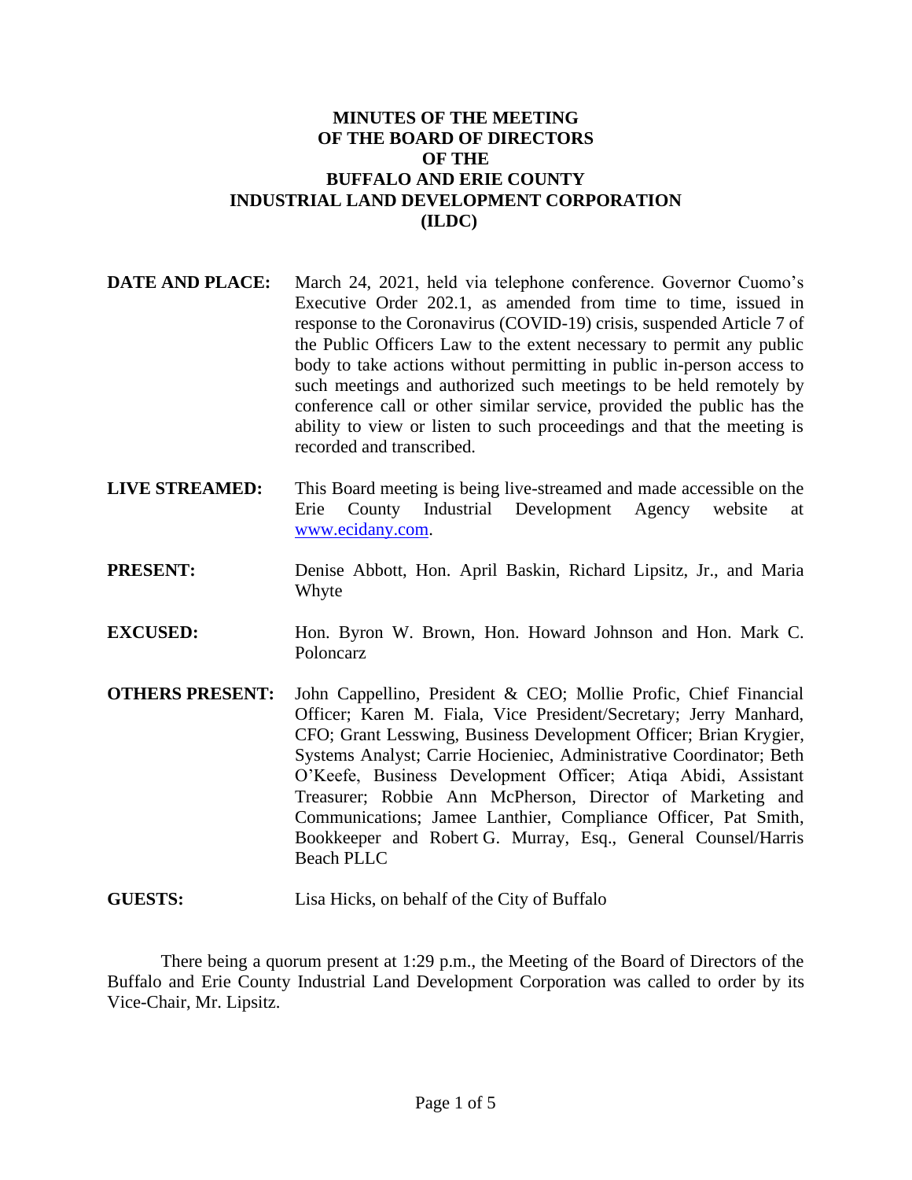# MINUTES OF THE MEETING OF THE BOARD OF DIRECTORS OF THE BUFFALO AND ERIE COUNTY INDUSTRIAL LAND DEVELOPMENT CORPORATION (ILDC)

**DATE AND PLACE:** March 24, 2021, held via telephone conference. Governor Cuomo's Executive Order 202.1, as amended from time to time, issued in response to the Coronavirus (COVID-19) crisis, suspended Article 7 of the Public Officers Law to the extent necessary to permit any public body to take actions without permitting in public in-person access to such meetings and authorized such meetings to be held remotely by conference call or other similar service, provided the public has the ability to view or listen to such proceedings and that the meeting is recorded and transcribed.

**LIVE STREAMED:** This Board meeting is being live-streamed and made accessible on the Erie County Industrial Development Agency website at www.ecidany.com.

**PRESENT:** Denise Abbott, Hon. April Baskin, Richard Lipsitz, Jr., and Maria Whyte

**EXCUSED:** Hon. Byron W. Brown, Hon. Howard Johnson and Hon. Mark C. Poloncarz

**OTHERS PRESENT:** John Cappellino, President & CEO; Mollie Profic, Chief Financial Officer; Karen M. Fiala, Vice President/Secretary; Jerry Manhard, CFO; Grant Lesswing, Business Development Officer; Brian Krygier, Systems Analyst; Carrie Hocieniec, Administrative Coordinator; Beth O'Keefe, Business Development Officer; Atiqa Abidi, Assistant Treasurer; Robbie Ann McPherson, Director of Marketing and Communications; Jamee Lanthier, Compliance Officer, Pat Smith, Bookkeeper and Robert G. Murray, Esq., General Counsel/Harris Beach PLLC

**GUESTS:** Lisa Hicks, on behalf of the City of Buffalo

There being a quorum present at 1:29 p.m., the Meeting of the Board of Directors of the Buffalo and Erie County Industrial Land Development Corporation was called to order by its Vice-Chair, Mr. Lipsitz.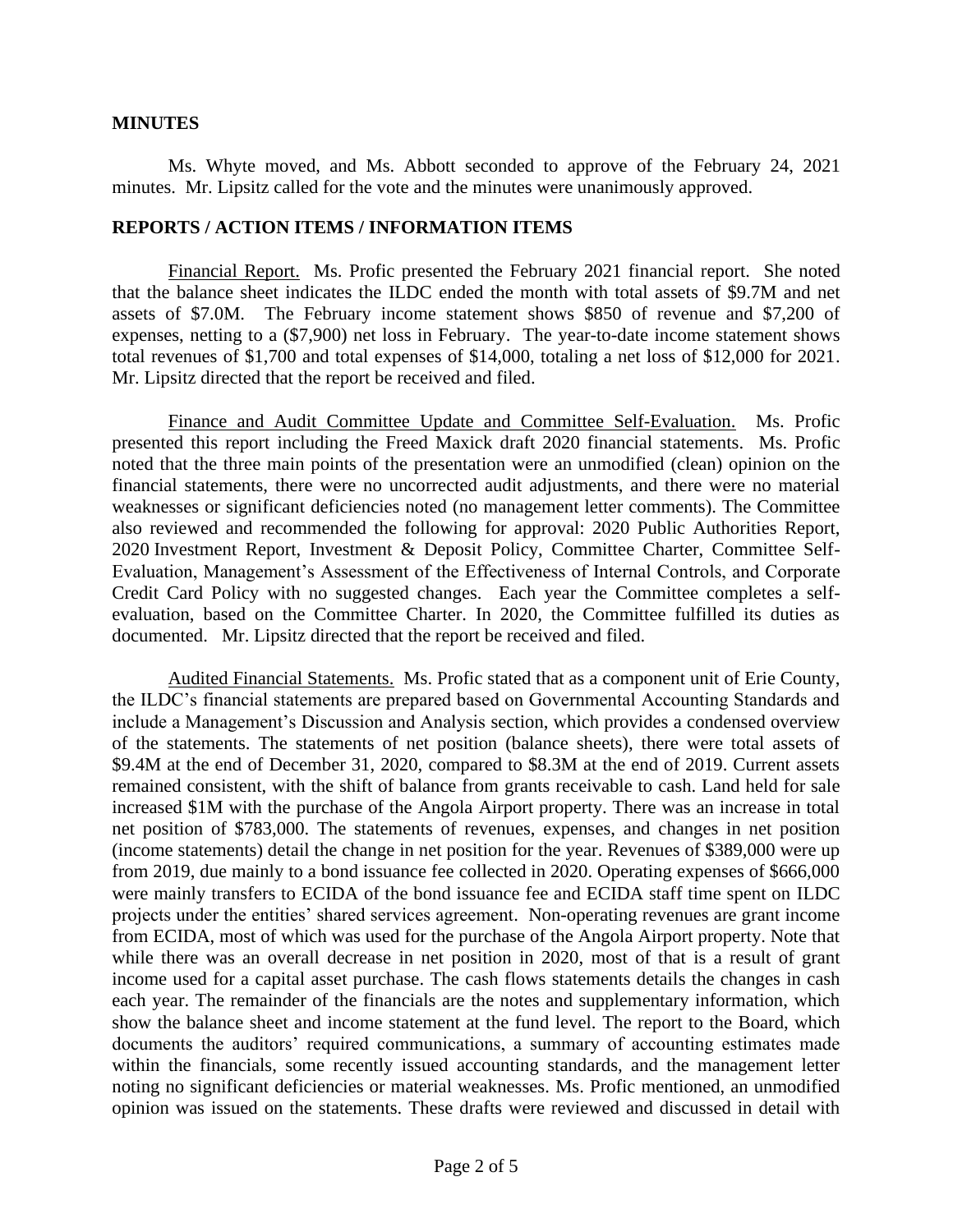## MINUTES

Ms. Whyte moved, and Ms. Abbott seconded to approve of the February 24, 2021 minutes. Mr. Lipsitz called for the vote and the minutes were unanimously approved.

## REPORTS / ACTION ITEMS / INFORMATION ITEMS

Financial Report. Ms. Profic presented the February 2021 financial report. She noted that the balance sheet indicates the ILDC ended the month with total assets of $9.7M and net assets of $7.0M. The February income statement shows $850 of revenue and $7,200 of expenses, netting to a ($7,900) net loss in February. The year-to-date income statement shows total revenues of $1,700 and total expenses of $14,000, totaling a net loss of $12,000 for 2021. Mr. Lipsitz directed that the report be received and filed.

Finance and Audit Committee Update and Committee Self-Evaluation. Ms. Profic presented this report including the Freed Maxick draft 2020 financial statements. Ms. Profic noted that the three main points of the presentation were an unmodified (clean) opinion on the financial statements, there were no uncorrected audit adjustments, and there were no material weaknesses or significant deficiencies noted (no management letter comments). The Committee also reviewed and recommended the following for approval: 2020 Public Authorities Report, 2020 Investment Report, Investment & Deposit Policy, Committee Charter, Committee Self-Evaluation, Management's Assessment of the Effectiveness of Internal Controls, and Corporate Credit Card Policy with no suggested changes. Each year the Committee completes a self-evaluation, based on the Committee Charter. In 2020, the Committee fulfilled its duties as documented. Mr. Lipsitz directed that the report be received and filed.

Audited Financial Statements. Ms. Profic stated that as a component unit of Erie County, the ILDC's financial statements are prepared based on Governmental Accounting Standards and include a Management's Discussion and Analysis section, which provides a condensed overview of the statements. The statements of net position (balance sheets), there were total assets of $9.4M at the end of December 31, 2020, compared to $8.3M at the end of 2019. Current assets remained consistent, with the shift of balance from grants receivable to cash. Land held for sale increased $1M with the purchase of the Angola Airport property. There was an increase in total net position of $783,000. The statements of revenues, expenses, and changes in net position (income statements) detail the change in net position for the year. Revenues of $389,000 were up from 2019, due mainly to a bond issuance fee collected in 2020. Operating expenses of $666,000 were mainly transfers to ECIDA of the bond issuance fee and ECIDA staff time spent on ILDC projects under the entities' shared services agreement. Non-operating revenues are grant income from ECIDA, most of which was used for the purchase of the Angola Airport property. Note that while there was an overall decrease in net position in 2020, most of that is a result of grant income used for a capital asset purchase. The cash flows statements details the changes in cash each year. The remainder of the financials are the notes and supplementary information, which show the balance sheet and income statement at the fund level. The report to the Board, which documents the auditors' required communications, a summary of accounting estimates made within the financials, some recently issued accounting standards, and the management letter noting no significant deficiencies or material weaknesses. Ms. Profic mentioned, an unmodified opinion was issued on the statements. These drafts were reviewed and discussed in detail with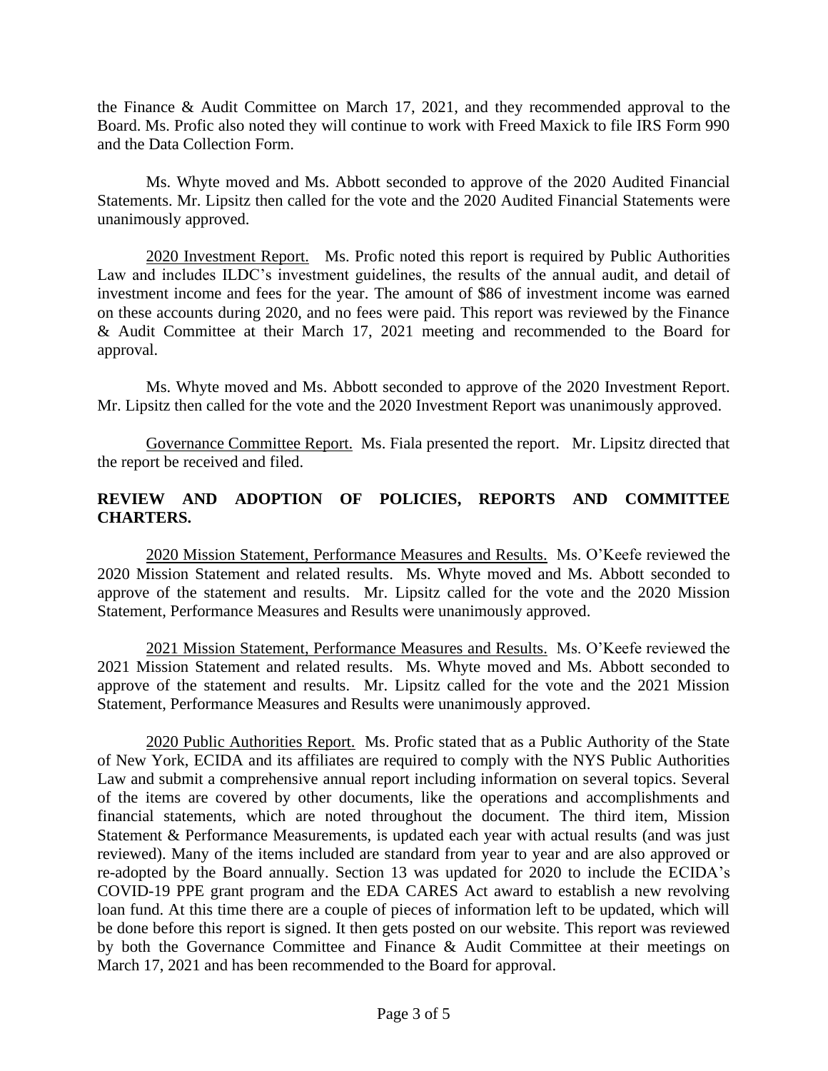the Finance & Audit Committee on March 17, 2021, and they recommended approval to the Board. Ms. Profic also noted they will continue to work with Freed Maxick to file IRS Form 990 and the Data Collection Form.

Ms. Whyte moved and Ms. Abbott seconded to approve of the 2020 Audited Financial Statements. Mr. Lipsitz then called for the vote and the 2020 Audited Financial Statements were unanimously approved.

2020 Investment Report. Ms. Profic noted this report is required by Public Authorities Law and includes ILDC's investment guidelines, the results of the annual audit, and detail of investment income and fees for the year. The amount of $86 of investment income was earned on these accounts during 2020, and no fees were paid. This report was reviewed by the Finance & Audit Committee at their March 17, 2021 meeting and recommended to the Board for approval.

Ms. Whyte moved and Ms. Abbott seconded to approve of the 2020 Investment Report. Mr. Lipsitz then called for the vote and the 2020 Investment Report was unanimously approved.

Governance Committee Report. Ms. Fiala presented the report. Mr. Lipsitz directed that the report be received and filed.

**REVIEW AND ADOPTION OF POLICIES, REPORTS AND COMMITTEE CHARTERS.**

2020 Mission Statement, Performance Measures and Results. Ms. O'Keefe reviewed the 2020 Mission Statement and related results. Ms. Whyte moved and Ms. Abbott seconded to approve of the statement and results. Mr. Lipsitz called for the vote and the 2020 Mission Statement, Performance Measures and Results were unanimously approved.

2021 Mission Statement, Performance Measures and Results. Ms. O'Keefe reviewed the 2021 Mission Statement and related results. Ms. Whyte moved and Ms. Abbott seconded to approve of the statement and results. Mr. Lipsitz called for the vote and the 2021 Mission Statement, Performance Measures and Results were unanimously approved.

2020 Public Authorities Report. Ms. Profic stated that as a Public Authority of the State of New York, ECIDA and its affiliates are required to comply with the NYS Public Authorities Law and submit a comprehensive annual report including information on several topics. Several of the items are covered by other documents, like the operations and accomplishments and financial statements, which are noted throughout the document. The third item, Mission Statement & Performance Measurements, is updated each year with actual results (and was just reviewed). Many of the items included are standard from year to year and are also approved or re-adopted by the Board annually. Section 13 was updated for 2020 to include the ECIDA's COVID-19 PPE grant program and the EDA CARES Act award to establish a new revolving loan fund. At this time there are a couple of pieces of information left to be updated, which will be done before this report is signed. It then gets posted on our website. This report was reviewed by both the Governance Committee and Finance & Audit Committee at their meetings on March 17, 2021 and has been recommended to the Board for approval.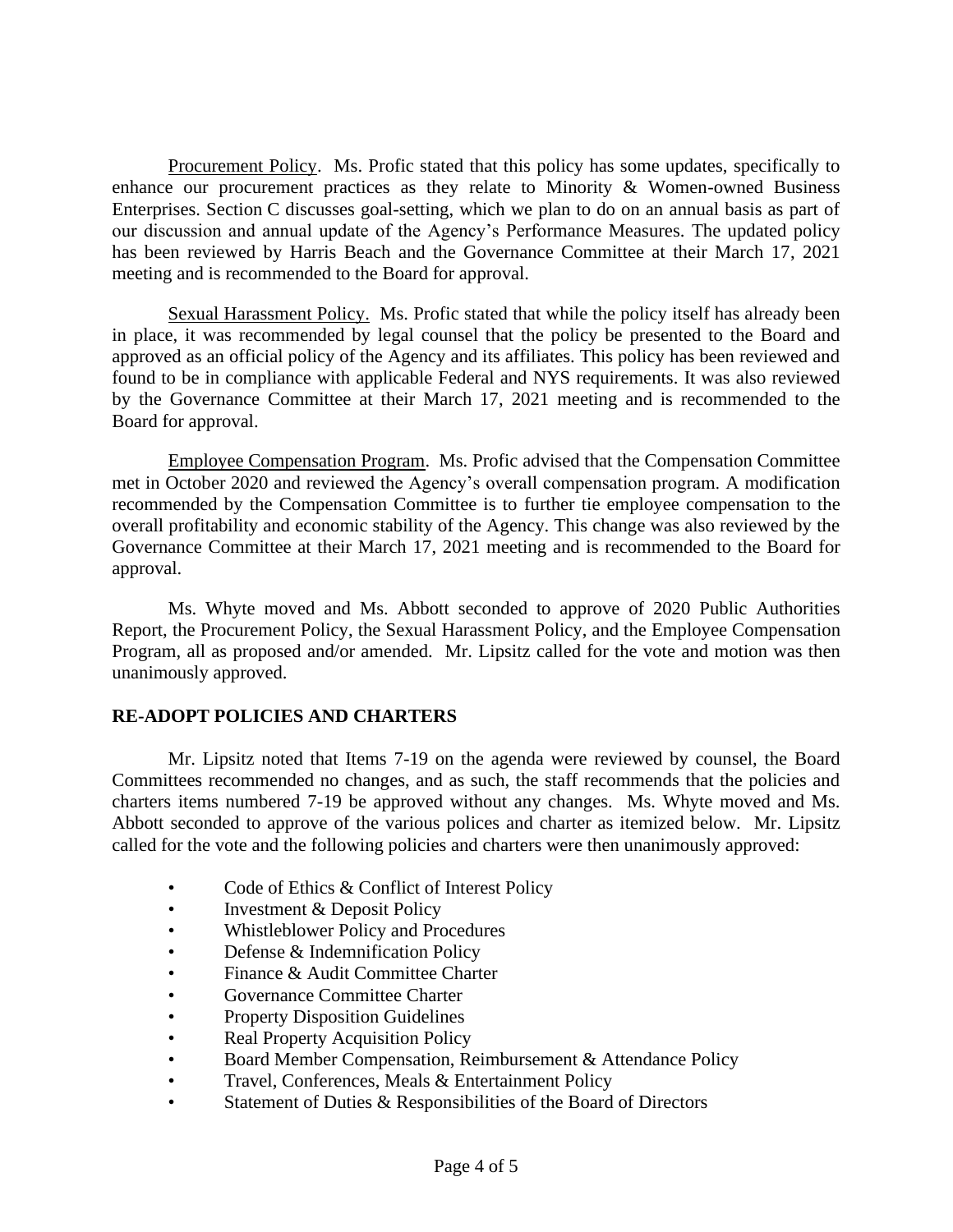Procurement Policy. Ms. Profic stated that this policy has some updates, specifically to enhance our procurement practices as they relate to Minority & Women-owned Business Enterprises. Section C discusses goal-setting, which we plan to do on an annual basis as part of our discussion and annual update of the Agency's Performance Measures. The updated policy has been reviewed by Harris Beach and the Governance Committee at their March 17, 2021 meeting and is recommended to the Board for approval.

Sexual Harassment Policy. Ms. Profic stated that while the policy itself has already been in place, it was recommended by legal counsel that the policy be presented to the Board and approved as an official policy of the Agency and its affiliates. This policy has been reviewed and found to be in compliance with applicable Federal and NYS requirements. It was also reviewed by the Governance Committee at their March 17, 2021 meeting and is recommended to the Board for approval.

Employee Compensation Program. Ms. Profic advised that the Compensation Committee met in October 2020 and reviewed the Agency's overall compensation program. A modification recommended by the Compensation Committee is to further tie employee compensation to the overall profitability and economic stability of the Agency. This change was also reviewed by the Governance Committee at their March 17, 2021 meeting and is recommended to the Board for approval.

Ms. Whyte moved and Ms. Abbott seconded to approve of 2020 Public Authorities Report, the Procurement Policy, the Sexual Harassment Policy, and the Employee Compensation Program, all as proposed and/or amended. Mr. Lipsitz called for the vote and motion was then unanimously approved.

**RE-ADOPT POLICIES AND CHARTERS**

Mr. Lipsitz noted that Items 7-19 on the agenda were reviewed by counsel, the Board Committees recommended no changes, and as such, the staff recommends that the policies and charters items numbered 7-19 be approved without any changes. Ms. Whyte moved and Ms. Abbott seconded to approve of the various polices and charter as itemized below. Mr. Lipsitz called for the vote and the following policies and charters were then unanimously approved:

- Code of Ethics & Conflict of Interest Policy
- Investment & Deposit Policy
- Whistleblower Policy and Procedures
- Defense & Indemnification Policy
- Finance & Audit Committee Charter
- Governance Committee Charter
- Property Disposition Guidelines
- Real Property Acquisition Policy
- Board Member Compensation, Reimbursement & Attendance Policy
- Travel, Conferences, Meals & Entertainment Policy
- Statement of Duties & Responsibilities of the Board of Directors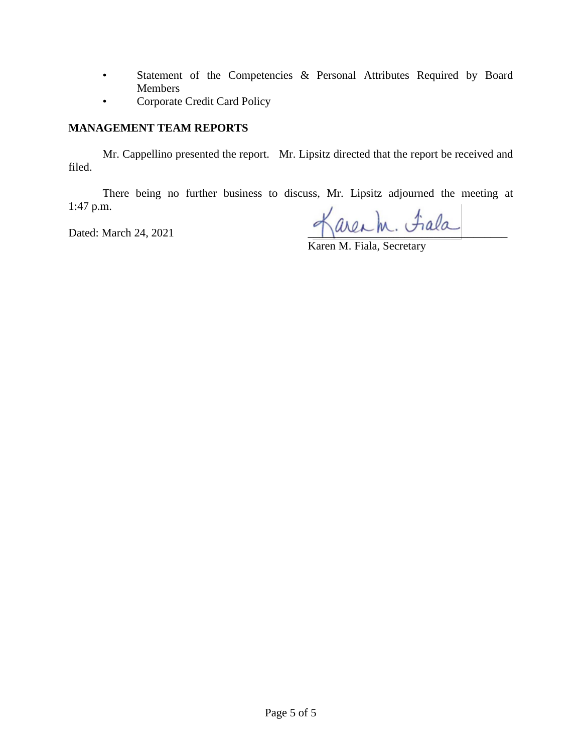- Statement of the Competencies & Personal Attributes Required by Board Members
- Corporate Credit Card Policy

**MANAGEMENT TEAM REPORTS**

Mr. Cappellino presented the report. Mr. Lipsitz directed that the report be received and filed.

There being no further business to discuss, Mr. Lipsitz adjourned the meeting at 1:47 p.m.

Dated: March 24, 2021

Karen M. Fiala

Karen M. Fiala, Secretary